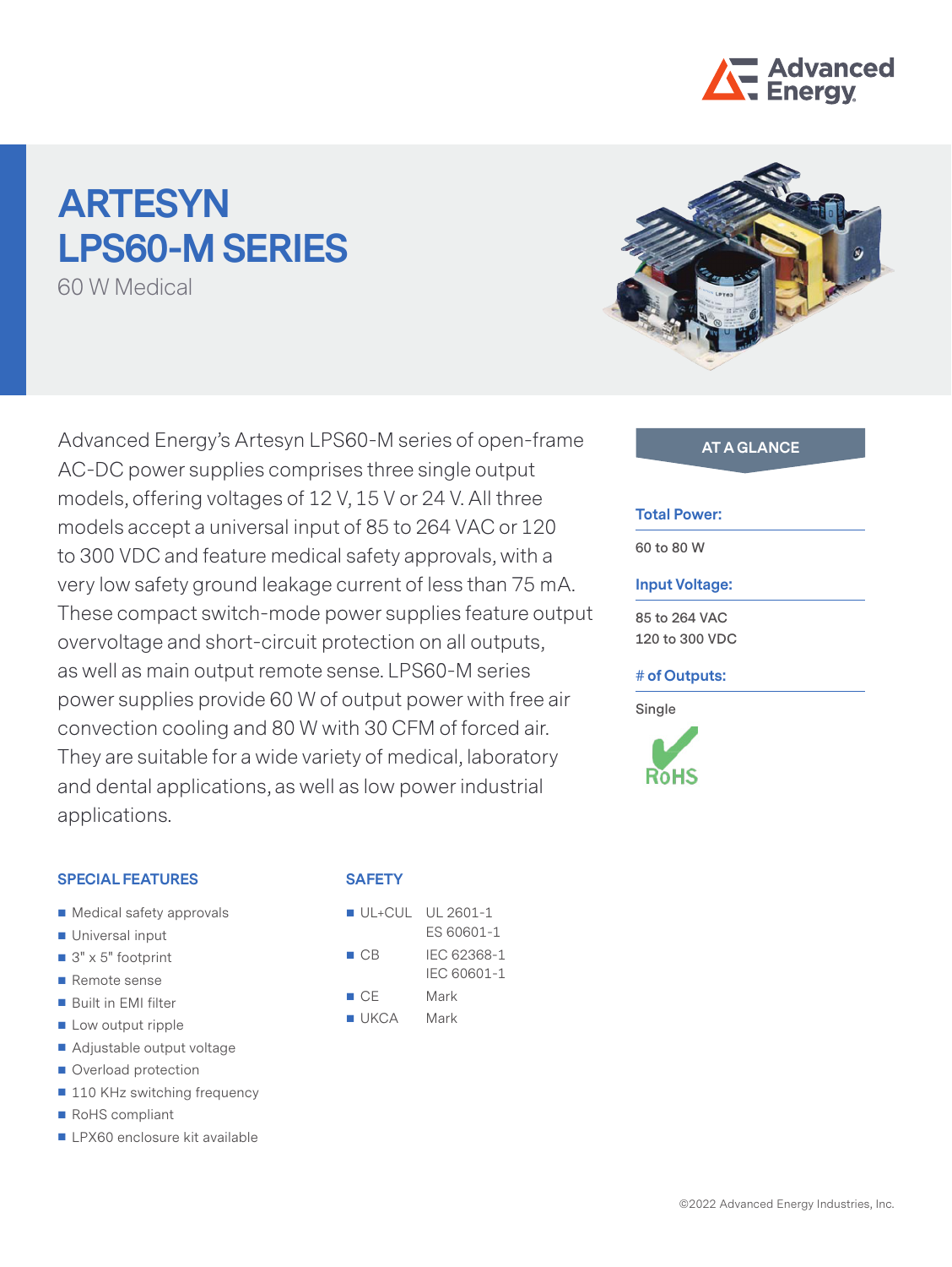# ARTESYN LPS60-M SERIES

60 W Medical

Advanced Energy's Artesyn LPS60-M series of open-frame AC-DC power supplies comprises three single output models, offering voltages of 12 V, 15 V or 24 V. All three models accept a universal input of 85 to 264 VAC or 120 to 300 VDC and feature medical safety approvals, with a very low safety ground leakage current of less than 75 mA. These compact switch-mode power supplies feature output overvoltage and short-circuit protection on all outputs, as well as main output remote sense. LPS60-M series power supplies provide 60 W of output power with free air convection cooling and 80 W with 30 CFM of forced air. They are suitable for a wide variety of medical, laboratory and dental applications, as well as low power industrial applications.

## AT A GLANCE

**Total Power:**

60 to 80 W

**Input Voltage:**

85 to 264 VAC
120 to 300 VDC

**# of Outputs:**

Single

RoHS

## SPECIAL FEATURES

- Medical safety approvals
- Universal input
- 3" x 5" footprint
- Remote sense
- Built in EMI filter
- Low output ripple
- Adjustable output voltage
- Overload protection
- 110 KHz switching frequency
- RoHS compliant
- LPX60 enclosure kit available

## SAFETY

- UL+CUL: UL 2601-1, ES 60601-1
- CB: IEC 62368-1, IEC 60601-1
- CE: Mark
- UKCA: Mark

©2022 Advanced Energy Industries, Inc.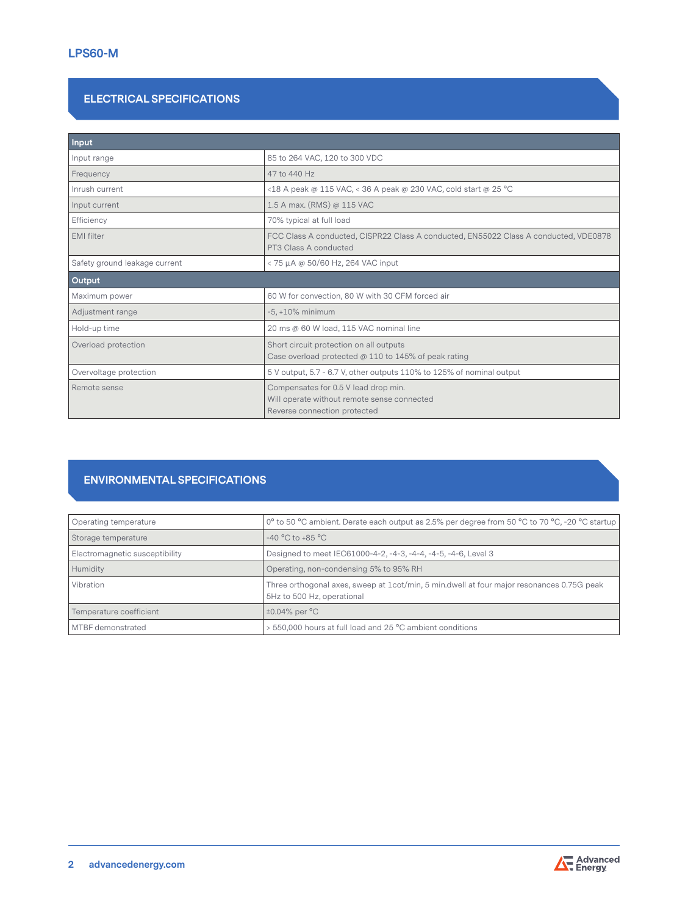# LPS60-M

## ELECTRICAL SPECIFICATIONS

| **Input** | |
|---|---|
| Input range | 85 to 264 VAC, 120 to 300 VDC |
| Frequency | 47 to 440 Hz |
| Inrush current | <18 A peak @ 115 VAC, < 36 A peak @ 230 VAC, cold start @ 25 °C |
| Input current | 1.5 A max. (RMS) @ 115 VAC |
| Efficiency | 70% typical at full load |
| EMI filter | FCC Class A conducted, CISPR22 Class A conducted, EN55022 Class A conducted, VDE0878 PT3 Class A conducted |
| Safety ground leakage current | < 75 µA @ 50/60 Hz, 264 VAC input |
| **Output** | |
| Maximum power | 60 W for convection, 80 W with 30 CFM forced air |
| Adjustment range | -5, +10% minimum |
| Hold-up time | 20 ms @ 60 W load, 115 VAC nominal line |
| Overload protection | Short circuit protection on all outputs<br>Case overload protected @ 110 to 145% of peak rating |
| Overvoltage protection | 5 V output, 5.7 - 6.7 V, other outputs 110% to 125% of nominal output |
| Remote sense | Compensates for 0.5 V lead drop min.<br>Will operate without remote sense connected<br>Reverse connection protected |

## ENVIRONMENTAL SPECIFICATIONS

| | |
|---|---|
| Operating temperature | 0° to 50 °C ambient. Derate each output as 2.5% per degree from 50 °C to 70 °C, -20 °C startup |
| Storage temperature | -40 °C to +85 °C |
| Electromagnetic susceptibility | Designed to meet IEC61000-4-2, -4-3, -4-4, -4-5, -4-6, Level 3 |
| Humidity | Operating, non-condensing 5% to 95% RH |
| Vibration | Three orthogonal axes, sweep at 1cot/min, 5 min.dwell at four major resonances 0.75G peak 5Hz to 500 Hz, operational |
| Temperature coefficient | ±0.04% per °C |
| MTBF demonstrated | > 550,000 hours at full load and 25 °C ambient conditions |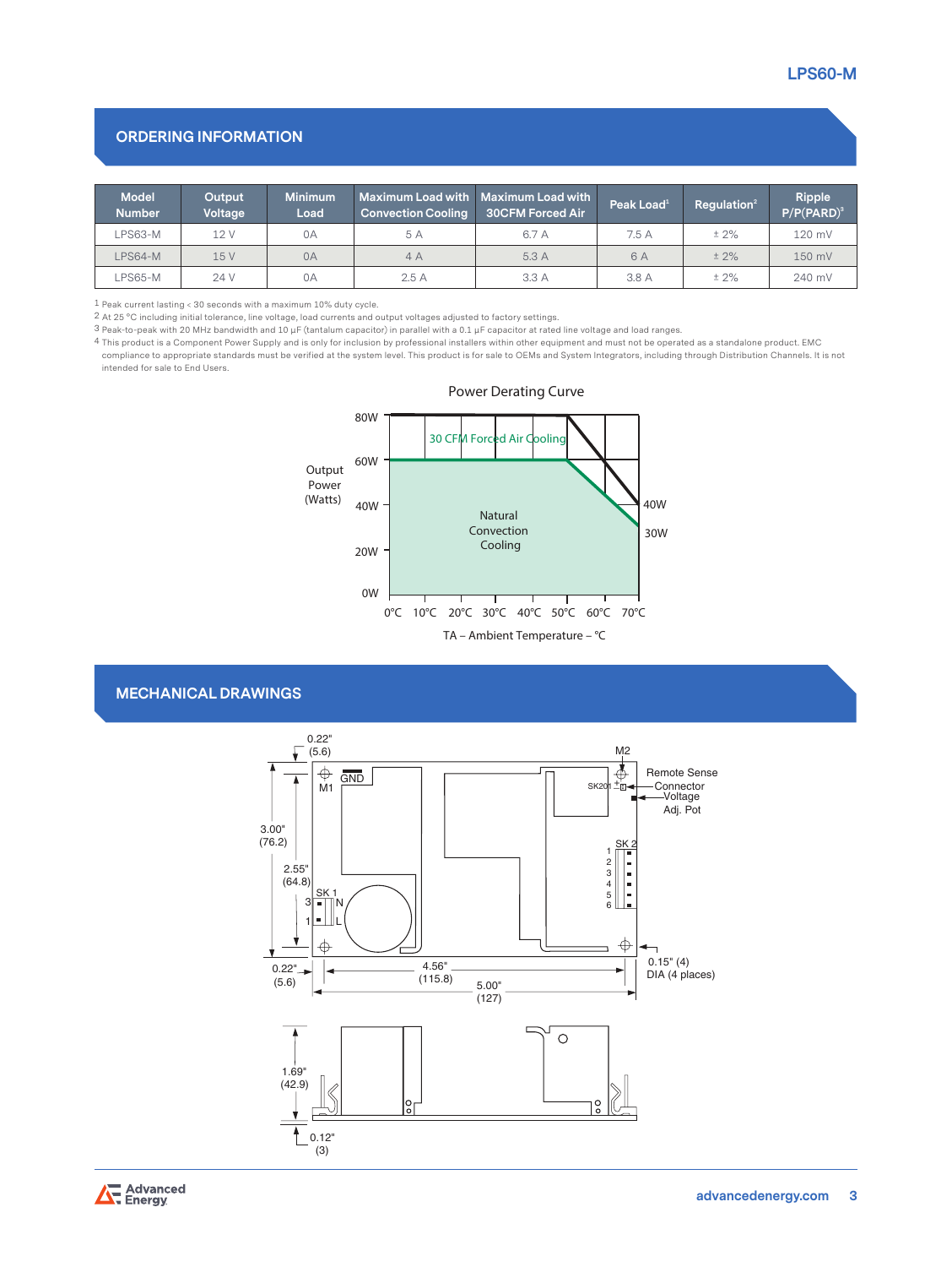## ORDERING INFORMATION

| Model Number | Output Voltage | Minimum Load | Maximum Load with Convection Cooling | Maximum Load with 30CFM Forced Air | Peak Load[1] | Regulation[2] | Ripple P/P(PARD)[3] |
|---|---|---|---|---|---|---|---|
| LPS63-M | 12 V | 0A | 5 A | 6.7 A | 7.5 A | ± 2% | 120 mV |
| LPS64-M | 15 V | 0A | 4 A | 5.3 A | 6 A | ± 2% | 150 mV |
| LPS65-M | 24 V | 0A | 2.5 A | 3.3 A | 3.8 A | ± 2% | 240 mV |

1 Peak current lasting < 30 seconds with a maximum 10% duty cycle.
2 At 25 °C including initial tolerance, line voltage, load currents and output voltages adjusted to factory settings.
3 Peak-to-peak with 20 MHz bandwidth and 10 µF (tantalum capacitor) in parallel with a 0.1 µF capacitor at rated line voltage and load ranges.
4 This product is a Component Power Supply and is only for inclusion by professional installers within other equipment and must not be operated as a standalone product. EMC compliance to appropriate standards must be verified at the system level. This product is for sale to OEMs and System Integrators, including through Distribution Channels. It is not intended for sale to End Users.

Power Derating Curve

## MECHANICAL DRAWINGS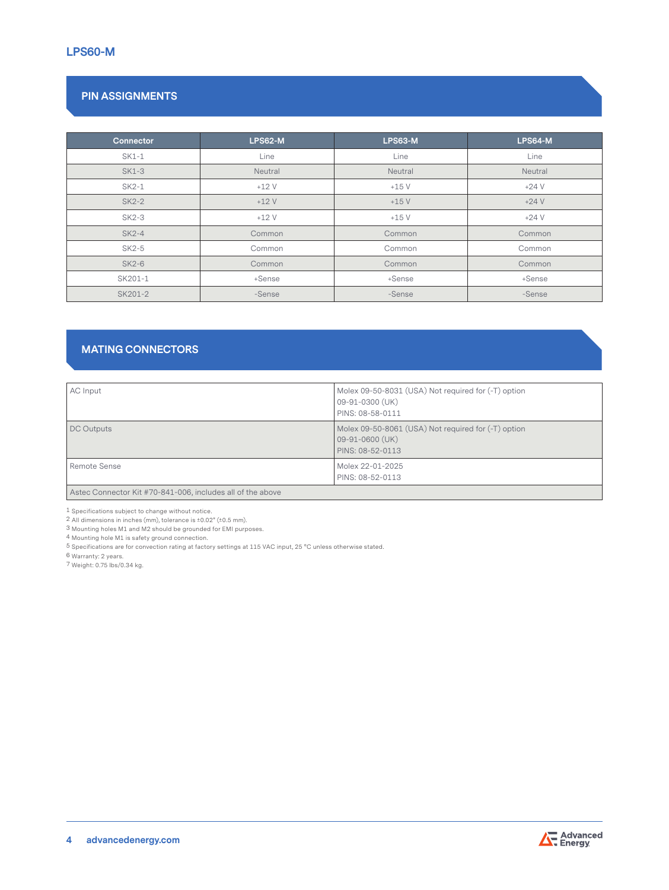# LPS60-M

## PIN ASSIGNMENTS

| Connector | LPS62-M | LPS63-M | LPS64-M |
|---|---|---|---|
| SK1-1 | Line | Line | Line |
| SK1-3 | Neutral | Neutral | Neutral |
| SK2-1 | +12 V | +15 V | +24 V |
| SK2-2 | +12 V | +15 V | +24 V |
| SK2-3 | +12 V | +15 V | +24 V |
| SK2-4 | Common | Common | Common |
| SK2-5 | Common | Common | Common |
| SK2-6 | Common | Common | Common |
| SK201-1 | +Sense | +Sense | +Sense |
| SK201-2 | -Sense | -Sense | -Sense |

## MATING CONNECTORS

| | |
|---|---|
| AC Input | Molex 09-50-8031 (USA) Not required for (-T) option<br>09-91-0300 (UK)<br>PINS: 08-58-0111 |
| DC Outputs | Molex 09-50-8061 (USA) Not required for (-T) option<br>09-91-0600 (UK)<br>PINS: 08-52-0113 |
| Remote Sense | Molex 22-01-2025<br>PINS: 08-52-0113 |
| Astec Connector Kit #70-841-006, includes all of the above | |

1 Specifications subject to change without notice.
2 All dimensions in inches (mm), tolerance is ±0.02" (±0.5 mm).
3 Mounting holes M1 and M2 should be grounded for EMI purposes.
4 Mounting hole M1 is safety ground connection.
5 Specifications are for convection rating at factory settings at 115 VAC input, 25 °C unless otherwise stated.
6 Warranty: 2 years.
7 Weight: 0.75 lbs/0.34 kg.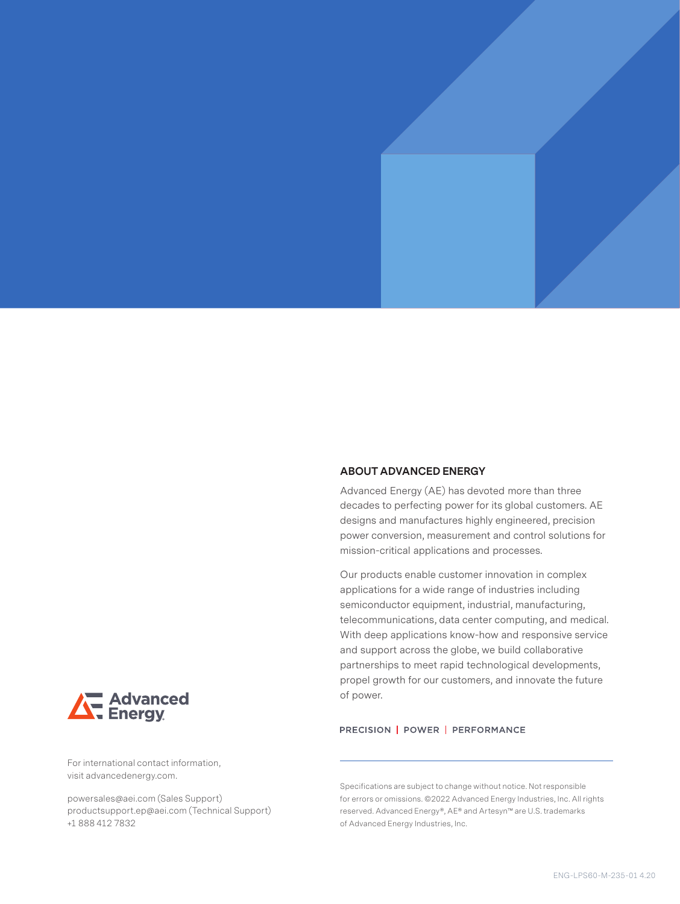## ABOUT ADVANCED ENERGY

Advanced Energy (AE) has devoted more than three decades to perfecting power for its global customers. AE designs and manufactures highly engineered, precision power conversion, measurement and control solutions for mission-critical applications and processes.

Our products enable customer innovation in complex applications for a wide range of industries including semiconductor equipment, industrial, manufacturing, telecommunications, data center computing, and medical. With deep applications know-how and responsive service and support across the globe, we build collaborative partnerships to meet rapid technological developments, propel growth for our customers, and innovate the future of power.

PRECISION | POWER | PERFORMANCE

Advanced Energy

For international contact information, visit advancedenergy.com.

powersales@aei.com (Sales Support)
productsupport.ep@aei.com (Technical Support)
+1 888 412 7832

Specifications are subject to change without notice. Not responsible for errors or omissions. ©2022 Advanced Energy Industries, Inc. All rights reserved. Advanced Energy®, AE® and Artesyn™ are U.S. trademarks of Advanced Energy Industries, Inc.

ENG-LPS60-M-235-01 4.20